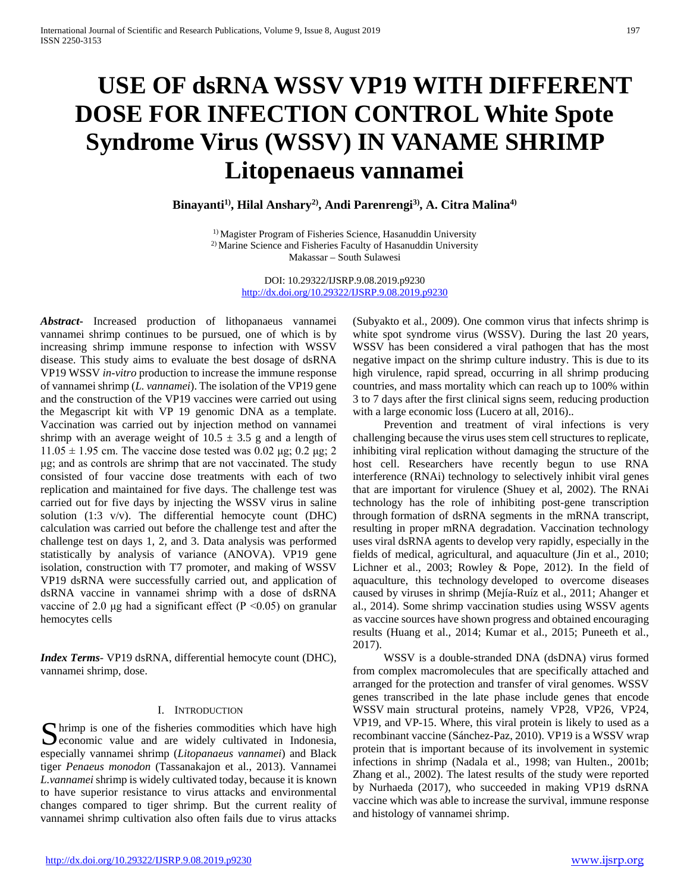# USE OF dsRNA WSSV VP19 WITH DIFFERENT DOSE FOR INFECTION CONTROL White Spote Syndrome Virus (WSSV) IN VANAME SHRIMP Litopenaeus vannamei

**Binayanti[1], Hilal Anshary[2], Andi Parenrengi[3], A. Citra Malina[4]**

[1] Magister Program of Fisheries Science, Hasanuddin University
[2] Marine Science and Fisheries Faculty of Hasanuddin University
Makassar – South Sulawesi

DOI: 10.29322/IJSRP.9.08.2019.p9230
http://dx.doi.org/10.29322/IJSRP.9.08.2019.p9230

***Abstract-*** Increased production of lithopanaeus vannamei vannamei shrimp continues to be pursued, one of which is by increasing shrimp immune response to infection with WSSV disease. This study aims to evaluate the best dosage of dsRNA VP19 WSSV *in-vitro* production to increase the immune response of vannamei shrimp (*L. vannamei*). The isolation of the VP19 gene and the construction of the VP19 vaccines were carried out using the Megascript kit with VP 19 genomic DNA as a template. Vaccination was carried out by injection method on vannamei shrimp with an average weight of $10.5 \pm 3.5$ g and a length of $11.05 \pm 1.95$ cm. The vaccine dose tested was 0.02 µg; 0.2 µg; 2 µg; and as controls are shrimp that are not vaccinated. The study consisted of four vaccine dose treatments with each of two replication and maintained for five days. The challenge test was carried out for five days by injecting the WSSV virus in saline solution (1:3 v/v). The differential hemocyte count (DHC) calculation was carried out before the challenge test and after the challenge test on days 1, 2, and 3. Data analysis was performed statistically by analysis of variance (ANOVA). VP19 gene isolation, construction with T7 promoter, and making of WSSV VP19 dsRNA were successfully carried out, and application of dsRNA vaccine in vannamei shrimp with a dose of dsRNA vaccine of 2.0 µg had a significant effect ($P < 0.05$) on granular hemocytes cells

***Index Terms*****-** VP19 dsRNA, differential hemocyte count (DHC), vannamei shrimp, dose.

## I. Introduction

Shrimp is one of the fisheries commodities which have high economic value and are widely cultivated in Indonesia, especially vannamei shrimp (*Litopanaeus vannamei*) and Black tiger *Penaeus monodon* (Tassanakajon et al., 2013). Vannamei *L.vannamei* shrimp is widely cultivated today, because it is known to have superior resistance to virus attacks and environmental changes compared to tiger shrimp. But the current reality of vannamei shrimp cultivation also often fails due to virus attacks (Subyakto et al., 2009). One common virus that infects shrimp is white spot syndrome virus (WSSV). During the last 20 years, WSSV has been considered a viral pathogen that has the most negative impact on the shrimp culture industry. This is due to its high virulence, rapid spread, occurring in all shrimp producing countries, and mass mortality which can reach up to 100% within 3 to 7 days after the first clinical signs seem, reducing production with a large economic loss (Lucero at all, 2016)..

Prevention and treatment of viral infections is very challenging because the virus uses stem cell structures to replicate, inhibiting viral replication without damaging the structure of the host cell. Researchers have recently begun to use RNA interference (RNAi) technology to selectively inhibit viral genes that are important for virulence (Shuey et al, 2002). The RNAi technology has the role of inhibiting post-gene transcription through formation of dsRNA segments in the mRNA transcript, resulting in proper mRNA degradation. Vaccination technology uses viral dsRNA agents to develop very rapidly, especially in the fields of medical, agricultural, and aquaculture (Jin et al., 2010; Lichner et al., 2003; Rowley & Pope, 2012). In the field of aquaculture, this technology developed to overcome diseases caused by viruses in shrimp (Mejía-Ruíz et al., 2011; Ahanger et al., 2014). Some shrimp vaccination studies using WSSV agents as vaccine sources have shown progress and obtained encouraging results (Huang et al., 2014; Kumar et al., 2015; Puneeth et al., 2017).

WSSV is a double-stranded DNA (dsDNA) virus formed from complex macromolecules that are specifically attached and arranged for the protection and transfer of viral genomes. WSSV genes transcribed in the late phase include genes that encode WSSV main structural proteins, namely VP28, VP26, VP24, VP19, and VP-15. Where, this viral protein is likely to used as a recombinant vaccine (Sánchez-Paz, 2010). VP19 is a WSSV wrap protein that is important because of its involvement in systemic infections in shrimp (Nadala et al., 1998; van Hulten., 2001b; Zhang et al., 2002). The latest results of the study were reported by Nurhaeda (2017), who succeeded in making VP19 dsRNA vaccine which was able to increase the survival, immune response and histology of vannamei shrimp.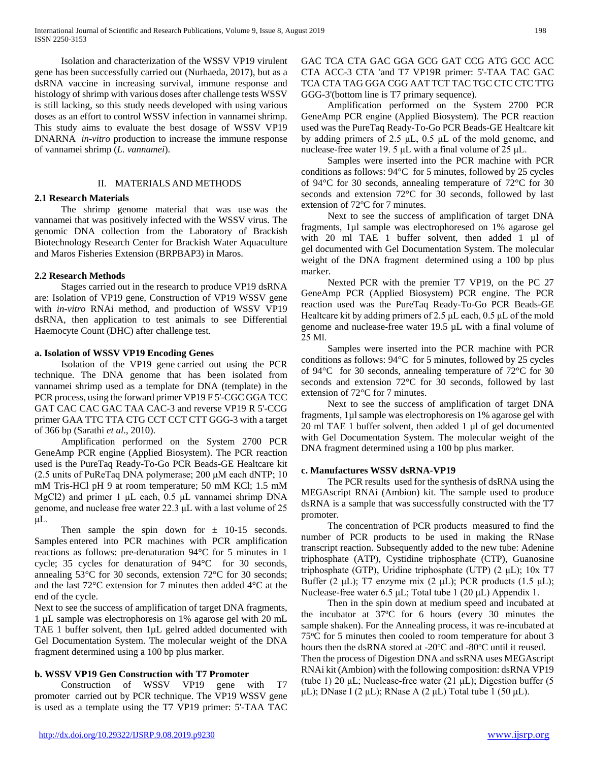Isolation and characterization of the WSSV VP19 virulent gene has been successfully carried out (Nurhaeda, 2017), but as a dsRNA vaccine in increasing survival, immune response and histology of shrimp with various doses after challenge tests WSSV is still lacking, so this study needs developed with using various doses as an effort to control WSSV infection in vannamei shrimp. This study aims to evaluate the best dosage of WSSV VP19 DNARNA *in-vitro* production to increase the immune response of vannamei shrimp (*L. vannamei*).

## II. MATERIALS AND METHODS

### 2.1 Research Materials

The shrimp genome material that was use was the vannamei that was positively infected with the WSSV virus. The genomic DNA collection from the Laboratory of Brackish Biotechnology Research Center for Brackish Water Aquaculture and Maros Fisheries Extension (BRPBAP3) in Maros.

### 2.2 Research Methods

Stages carried out in the research to produce VP19 dsRNA are: Isolation of VP19 gene, Construction of VP19 WSSV gene with *in-vitro* RNAi method, and production of WSSV VP19 dsRNA, then application to test animals to see Differential Haemocyte Count (DHC) after challenge test.

#### a. Isolation of WSSV VP19 Encoding Genes

Isolation of the VP19 gene carried out using the PCR technique. The DNA genome that has been isolated from vannamei shrimp used as a template for DNA (template) in the PCR process, using the forward primer VP19 F 5'-CGC GGA TCC GAT CAC CAC GAC TAA CAC-3 and reverse VP19 R 5'-CCG primer GAA TTC TTA CTG CCT CCT CTT GGG-3 with a target of 366 bp (Sarathi *et al*., 2010).

Amplification performed on the System 2700 PCR GeneAmp PCR engine (Applied Biosystem). The PCR reaction used is the PureTaq Ready-To-Go PCR Beads-GE Healtcare kit (2.5 units of PuReTaq DNA polymerase; 200 μM each dNTP; 10 mM Tris-HCl pH 9 at room temperature; 50 mM KCl; 1.5 mM $MgCl_2$) and primer 1 μL each, 0.5 μL vannamei shrimp DNA genome, and nuclease free water 22.3 μL with a last volume of 25 μL.

Then sample the spin down for ± 10-15 seconds. Samples entered into PCR machines with PCR amplification reactions as follows: pre-denaturation 94°C for 5 minutes in 1 cycle; 35 cycles for denaturation of 94°C for 30 seconds, annealing 53°C for 30 seconds, extension 72°C for 30 seconds; and the last 72°C extension for 7 minutes then added 4°C at the end of the cycle.

Next to see the success of amplification of target DNA fragments, 1 μL sample was electrophoresis on 1% agarose gel with 20 mL TAE 1 buffer solvent, then 1μL gelred added documented with Gel Documentation System. The molecular weight of the DNA fragment determined using a 100 bp plus marker.

#### b. WSSV VP19 Gen Construction with T7 Promoter

Construction of WSSV VP19 gene with T7 promoter carried out by PCR technique. The VP19 WSSV gene is used as a template using the T7 VP19 primer: 5'-TAA TAC GAC TCA CTA GAC GGA GCG GAT CCG ATG GCC ACC CTA ACC-3 CTA 'and T7 VP19R primer: 5'-TAA TAC GAC TCA CTA TAG GGA CGG AAT TCT TAC TGC CTC CTC TTG GGG-3'(bottom line is T7 primary sequence).

Amplification performed on the System 2700 PCR GeneAmp PCR engine (Applied Biosystem). The PCR reaction used was the PureTaq Ready-To-Go PCR Beads-GE Healtcare kit by adding primers of 2.5 μL, 0.5 μL of the mold genome, and nuclease-free water 19. 5 μL with a final volume of 25 μL.

Samples were inserted into the PCR machine with PCR conditions as follows: 94°C for 5 minutes, followed by 25 cycles of 94°C for 30 seconds, annealing temperature of 72°C for 30 seconds and extension 72°C for 30 seconds, followed by last extension of 72°C for 7 minutes.

Next to see the success of amplification of target DNA fragments, 1μl sample was electrophoresed on 1% agarose gel with 20 ml TAE 1 buffer solvent, then added 1 μl of gel documented with Gel Documentation System. The molecular weight of the DNA fragment determined using a 100 bp plus marker.

Nexted PCR with the premier T7 VP19, on the PC 27 GeneAmp PCR (Applied Biosystem) PCR engine. The PCR reaction used was the PureTaq Ready-To-Go PCR Beads-GE Healtcare kit by adding primers of 2.5 μL each, 0.5 μL of the mold genome and nuclease-free water 19.5 μL with a final volume of 25 Ml.

Samples were inserted into the PCR machine with PCR conditions as follows: 94°C for 5 minutes, followed by 25 cycles of 94°C for 30 seconds, annealing temperature of 72°C for 30 seconds and extension 72°C for 30 seconds, followed by last extension of 72°C for 7 minutes.

Next to see the success of amplification of target DNA fragments, 1μl sample was electrophoresis on 1% agarose gel with 20 ml TAE 1 buffer solvent, then added 1 μl of gel documented with Gel Documentation System. The molecular weight of the DNA fragment determined using a 100 bp plus marker.

#### c. Manufactures WSSV dsRNA-VP19

The PCR results used for the synthesis of dsRNA using the MEGAscript RNAi (Ambion) kit. The sample used to produce dsRNA is a sample that was successfully constructed with the T7 promoter.

The concentration of PCR products measured to find the number of PCR products to be used in making the RNase transcript reaction. Subsequently added to the new tube: Adenine triphosphate (ATP), Cystidine triphosphate (CTP), Guanosine triphosphate (GTP), Uridine triphosphate (UTP) (2 μL); 10x T7 Buffer (2 μL); T7 enzyme mix (2 μL); PCR products (1.5 μL); Nuclease-free water 6.5 μL; Total tube 1 (20 μL) Appendix 1.

Then in the spin down at medium speed and incubated at the incubator at 37°C for 6 hours (every 30 minutes the sample shaken). For the Annealing process, it was re-incubated at 75°C for 5 minutes then cooled to room temperature for about 3 hours then the dsRNA stored at -20°C and -80°C until it reused.

Then the process of Digestion DNA and ssRNA uses MEGAscript RNAi kit (Ambion) with the following composition: dsRNA VP19 (tube 1) 20 μL; Nuclease-free water (21 μL); Digestion buffer (5 μL); DNase I (2 μL); RNase A (2 μL) Total tube 1 (50 μL).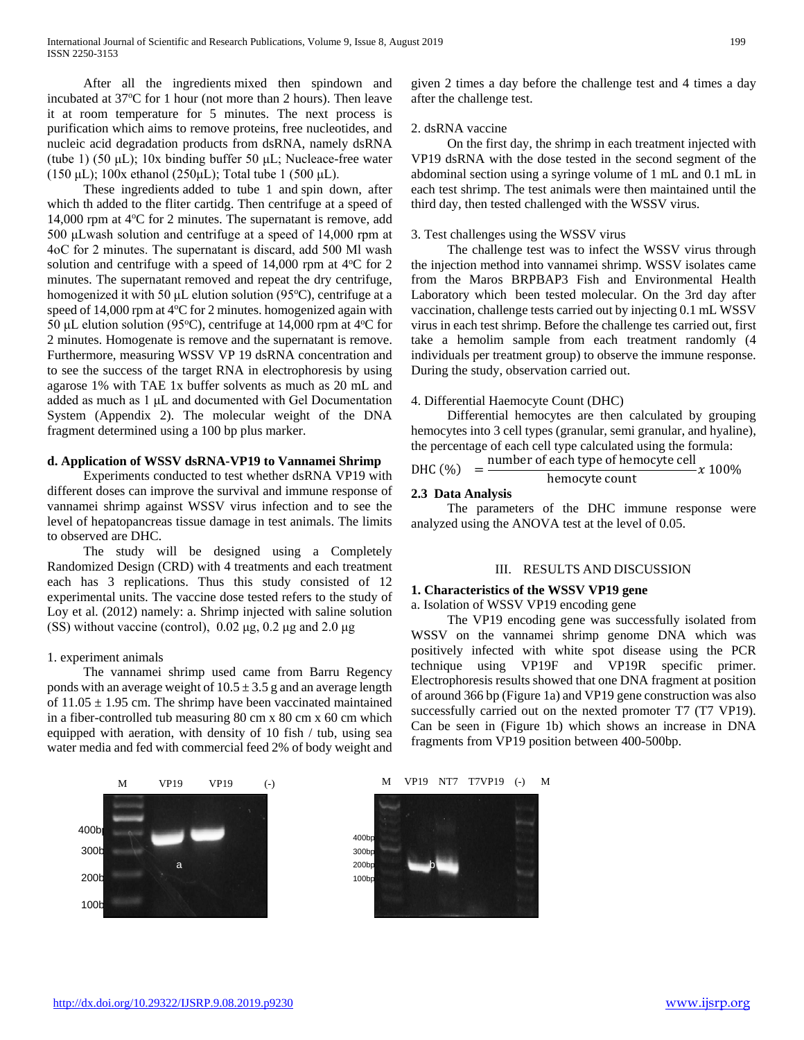After all the ingredients mixed then spindown and incubated at 37°C for 1 hour (not more than 2 hours). Then leave it at room temperature for 5 minutes. The next process is purification which aims to remove proteins, free nucleotides, and nucleic acid degradation products from dsRNA, namely dsRNA (tube 1) (50 µL); 10x binding buffer 50 µL; Nucleace-free water (150 µL); 100x ethanol (250µL); Total tube 1 (500 µL).

These ingredients added to tube 1 and spin down, after which th added to the fliter cartidg. Then centrifuge at a speed of 14,000 rpm at 4°C for 2 minutes. The supernatant is remove, add 500 µLwash solution and centrifuge at a speed of 14,000 rpm at 4oC for 2 minutes. The supernatant is discard, add 500 Ml wash solution and centrifuge with a speed of 14,000 rpm at 4°C for 2 minutes. The supernatant removed and repeat the dry centrifuge, homogenized it with 50 µL elution solution (95°C), centrifuge at a speed of 14,000 rpm at 4°C for 2 minutes. homogenized again with 50 µL elution solution (95°C), centrifuge at 14,000 rpm at 4°C for 2 minutes. Homogenate is remove and the supernatant is remove. Furthermore, measuring WSSV VP 19 dsRNA concentration and to see the success of the target RNA in electrophoresis by using agarose 1% with TAE 1x buffer solvents as much as 20 mL and added as much as 1 µL and documented with Gel Documentation System (Appendix 2). The molecular weight of the DNA fragment determined using a 100 bp plus marker.

### d. Application of WSSV dsRNA-VP19 to Vannamei Shrimp

Experiments conducted to test whether dsRNA VP19 with different doses can improve the survival and immune response of vannamei shrimp against WSSV virus infection and to see the level of hepatopancreas tissue damage in test animals. The limits to observed are DHC.

The study will be designed using a Completely Randomized Design (CRD) with 4 treatments and each treatment each has 3 replications. Thus this study consisted of 12 experimental units. The vaccine dose tested refers to the study of Loy et al. (2012) namely: a. Shrimp injected with saline solution (SS) without vaccine (control), 0.02 µg, 0.2 µg and 2.0 µg

1. experiment animals

The vannamei shrimp used came from Barru Regency ponds with an average weight of 10.5 ± 3.5 g and an average length of 11.05 ± 1.95 cm. The shrimp have been vaccinated maintained in a fiber-controlled tub measuring 80 cm x 80 cm x 60 cm which equipped with aeration, with density of 10 fish / tub, using sea water media and fed with commercial feed 2% of body weight and given 2 times a day before the challenge test and 4 times a day after the challenge test.

2. dsRNA vaccine

On the first day, the shrimp in each treatment injected with VP19 dsRNA with the dose tested in the second segment of the abdominal section using a syringe volume of 1 mL and 0.1 mL in each test shrimp. The test animals were then maintained until the third day, then tested challenged with the WSSV virus.

3. Test challenges using the WSSV virus

The challenge test was to infect the WSSV virus through the injection method into vannamei shrimp. WSSV isolates came from the Maros BRPBAP3 Fish and Environmental Health Laboratory which been tested molecular. On the 3rd day after vaccination, challenge tests carried out by injecting 0.1 mL WSSV virus in each test shrimp. Before the challenge tes carried out, first take a hemolim sample from each treatment randomly (4 individuals per treatment group) to observe the immune response. During the study, observation carried out.

4. Differential Haemocyte Count (DHC)

Differential hemocytes are then calculated by grouping hemocytes into 3 cell types (granular, semi granular, and hyaline), the percentage of each cell type calculated using the formula:

$$\text{DHC}\ (\%) = \frac{\text{number of each type of hemocyte cell}}{\text{hemocyte count}} x\ 100\%$$

### 2.3 Data Analysis

The parameters of the DHC immune response were analyzed using the ANOVA test at the level of 0.05.

## III. RESULTS AND DISCUSSION

### 1. Characteristics of the WSSV VP19 gene

a. Isolation of WSSV VP19 encoding gene

The VP19 encoding gene was successfully isolated from WSSV on the vannamei shrimp genome DNA which was positively infected with white spot disease using the PCR technique using VP19F and VP19R specific primer. Electrophoresis results showed that one DNA fragment at position of around 366 bp (Figure 1a) and VP19 gene construction was also successfully carried out on the nexted promoter T7 (T7 VP19). Can be seen in (Figure 1b) which shows an increase in DNA fragments from VP19 position between 400-500bp.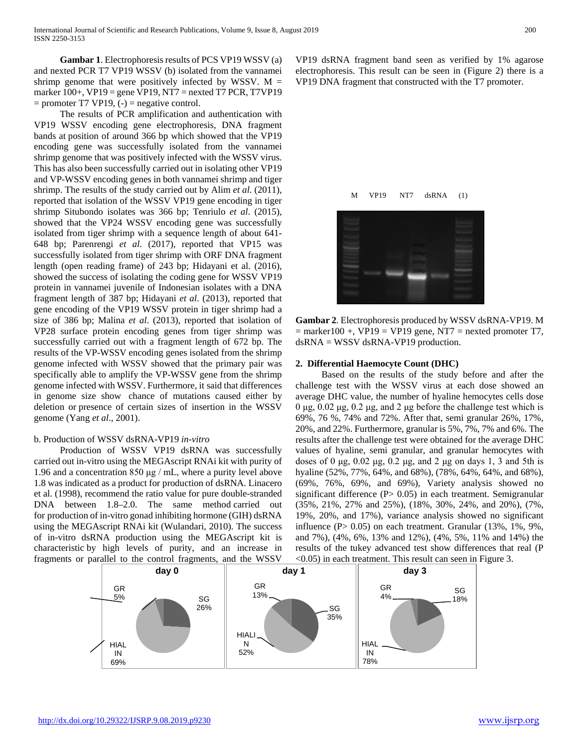**Gambar 1**. Electrophoresis results of PCS VP19 WSSV (a) and nexted PCR T7 VP19 WSSV (b) isolated from the vannamei shrimp genome that were positively infected by WSSV. M = marker 100+, VP19 = gene VP19, NT7 = nexted T7 PCR, T7VP19 = promoter T7 VP19, (-) = negative control.

The results of PCR amplification and authentication with VP19 WSSV encoding gene electrophoresis, DNA fragment bands at position of around 366 bp which showed that the VP19 encoding gene was successfully isolated from the vannamei shrimp genome that was positively infected with the WSSV virus. This has also been successfully carried out in isolating other VP19 and VP-WSSV encoding genes in both vannamei shrimp and tiger shrimp. The results of the study carried out by Alim *et al.* (2011), reported that isolation of the WSSV VP19 gene encoding in tiger shrimp Situbondo isolates was 366 bp; Tenriulo *et al*. (2015), showed that the VP24 WSSV encoding gene was successfully isolated from tiger shrimp with a sequence length of about 641-648 bp; Parenrengi *et al*. (2017), reported that VP15 was successfully isolated from tiger shrimp with ORF DNA fragment length (open reading frame) of 243 bp; Hidayani et al. (2016), showed the success of isolating the coding gene for WSSV VP19 protein in vannamei juvenile of Indonesian isolates with a DNA fragment length of 387 bp; Hidayani *et al*. (2013), reported that gene encoding of the VP19 WSSV protein in tiger shrimp had a size of 386 bp; Malina *et al*. (2013), reported that isolation of VP28 surface protein encoding genes from tiger shrimp was successfully carried out with a fragment length of 672 bp. The results of the VP-WSSV encoding genes isolated from the shrimp genome infected with WSSV showed that the primary pair was specifically able to amplify the VP-WSSV gene from the shrimp genome infected with WSSV. Furthermore, it said that differences in genome size show chance of mutations caused either by deletion or presence of certain sizes of insertion in the WSSV genome (Yang *et al*., 2001).

b. Production of WSSV dsRNA-VP19 *in-vitro*

Production of WSSV VP19 dsRNA was successfully carried out in-vitro using the MEGAscript RNAi kit with purity of 1.96 and a concentration 850 µg / mL, where a purity level above 1.8 was indicated as a product for production of dsRNA. Linacero et al. (1998), recommend the ratio value for pure double-stranded DNA between 1.8–2.0. The same method carried out for production of in-vitro gonad inhibiting hormone (GIH) dsRNA using the MEGAscript RNAi kit (Wulandari, 2010). The success of in-vitro dsRNA production using the MEGAscript kit is characteristic by high levels of purity, and an increase in fragments or parallel to the control fragments, and the WSSV VP19 dsRNA fragment band seen as verified by 1% agarose electrophoresis. This result can be seen in (Figure 2) there is a VP19 DNA fragment that constructed with the T7 promoter.

**Gambar 2**. Electrophoresis produced by WSSV dsRNA-VP19. M = marker100 +, VP19 = VP19 gene, NT7 = nexted promoter T7, dsRNA = WSSV dsRNA-VP19 production.

## 2. Differential Haemocyte Count (DHC)

Based on the results of the study before and after the challenge test with the WSSV virus at each dose showed an average DHC value, the number of hyaline hemocytes cells dose 0 µg, 0.02 µg, 0.2 µg, and 2 µg before the challenge test which is 69%, 76 %, 74% and 72%. After that, semi granular 26%, 17%, 20%, and 22%. Furthermore, granular is 5%, 7%, 7% and 6%. The results after the challenge test were obtained for the average DHC values of hyaline, semi granular, and granular hemocytes with doses of 0 µg, 0.02 µg, 0.2 µg, and 2 µg on days 1, 3 and 5th is hyaline (52%, 77%, 64%, and 68%), (78%, 64%, 64%, and 68%), (69%, 76%, 69%, and 69%), Variety analysis showed no significant difference (P> 0.05) in each treatment. Semigranular (35%, 21%, 27% and 25%), (18%, 30%, 24%, and 20%), (7%, 19%, 20%, and 17%), variance analysis showed no significant influence (P> 0.05) on each treatment. Granular (13%, 1%, 9%, and 7%), (4%, 6%, 13% and 12%), (4%, 5%, 11% and 14%) the results of the tukey advanced test show differences that real (P <0.05) in each treatment. This result can seen in Figure 3.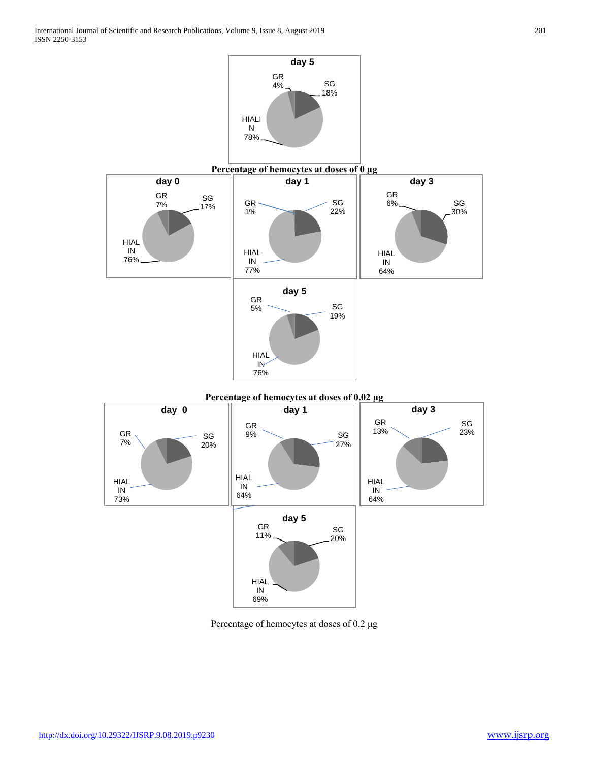day 5

GR 4%, SG 18%, HIALIN 78%

**Percentage of hemocytes at doses of 0 µg**

day 0

GR 7%, SG 17%, HIALIN 76%

day 1

GR 1%, SG 22%, HIALIN 77%

day 3

GR 6%, SG 30%, HIALIN 64%

day 5

GR 5%, SG 19%, HIALIN 76%

**Percentage of hemocytes at doses of 0.02 µg**

day 0

GR 7%, SG 20%, HIALIN 73%

day 1

GR 9%, SG 27%, HIALIN 64%

day 3

GR 13%, SG 23%, HIALIN 64%

day 5

GR 11%, SG 20%, HIALIN 69%

Percentage of hemocytes at doses of 0.2 µg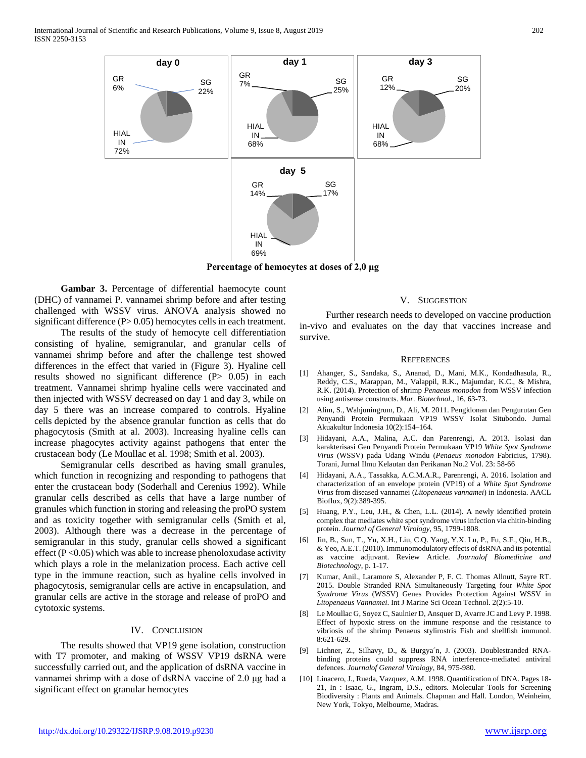Percentage of hemocytes at doses of 2,0 µg

**Gambar 3.** Percentage of differential haemocyte count (DHC) of vannamei P. vannamei shrimp before and after testing challenged with WSSV virus. ANOVA analysis showed no significant difference (P> 0.05) hemocytes cells in each treatment.

The results of the study of hemocyte cell differentiation consisting of hyaline, semigranular, and granular cells of vannamei shrimp before and after the challenge test showed differences in the effect that varied in (Figure 3). Hyaline cell results showed no significant difference (P> 0.05) in each treatment. Vannamei shrimp hyaline cells were vaccinated and then injected with WSSV decreased on day 1 and day 3, while on day 5 there was an increase compared to controls. Hyaline cells depicted by the absence granular function as cells that do phagocytosis (Smith at al. 2003). Increasing hyaline cells can increase phagocytes activity against pathogens that enter the crustacean body (Le Moullac et al. 1998; Smith et al. 2003).

Semigranular cells described as having small granules, which function in recognizing and responding to pathogens that enter the crustacean body (Soderhall and Cerenius 1992). While granular cells described as cells that have a large number of granules which function in storing and releasing the proPO system and as toxicity together with semigranular cells (Smith et al, 2003). Although there was a decrease in the percentage of semigranular in this study, granular cells showed a significant effect (P <0.05) which was able to increase phenoloxudase activity which plays a role in the melanization process. Each active cell type in the immune reaction, such as hyaline cells involved in phagocytosis, semigranular cells are active in encapsulation, and granular cells are active in the storage and release of proPO and cytotoxic systems.

## IV. Conclusion

The results showed that VP19 gene isolation, construction with T7 promoter, and making of WSSV VP19 dsRNA were successfully carried out, and the application of dsRNA vaccine in vannamei shrimp with a dose of dsRNA vaccine of 2.0 μg had a significant effect on granular hemocytes

## V. Suggestion

Further research needs to developed on vaccine production in-vivo and evaluates on the day that vaccines increase and survive.

## References

[1] Ahanger, S., Sandaka, S., Ananad, D., Mani, M.K., Kondadhasula, R., Reddy, C.S., Marappan, M., Valappil, R.K., Majumdar, K.C., & Mishra, R.K. (2014). Protection of shrimp *Penaeus monodon* from WSSV infection using antisense constructs. *Mar. Biotechnol*., 16, 63-73.

[2] Alim, S., Wahjuningrum, D., Ali, M. 2011. Pengklonan dan Pengurutan Gen Penyandi Protein Permukaan VP19 WSSV Isolat Situbondo. Jurnal Akuakultur Indonesia 10(2):154–164.

[3] Hidayani, A.A., Malina, A.C. dan Parenrengi, A. 2013. Isolasi dan karakterisasi Gen Penyandi Protein Permukaan VP19 *White Spot Syndrome Virus* (WSSV) pada Udang Windu (*Penaeus monodon* Fabricius, 1798). Torani, Jurnal Ilmu Kelautan dan Perikanan No.2 Vol. 23: 58-66

[4] Hidayani, A.A., Tassakka, A.C.M.A.R., Parenrengi, A. 2016. Isolation and characterization of an envelope protein (VP19) of a *White Spot Syndrome Virus* from diseased vannamei (*Litopenaeus vannamei*) in Indonesia. AACL Bioflux, 9(2):389-395.

[5] Huang, P.Y., Leu, J.H., & Chen, L.L. (2014). A newly identified protein complex that mediates white spot syndrome virus infection via chitin-binding protein. *Journal of General Virology*, 95, 1799-1808.

[6] Jin, B., Sun, T., Yu, X.H., Liu, C.Q. Yang, Y.X. Lu, P., Fu, S.F., Qiu, H.B., & Yeo, A.E.T. (2010). Immunomodulatory effects of dsRNA and its potential as vaccine adjuvant. Review Article. *Journalof Biomedicine and Biotechnology*, p. 1-17.

[7] Kumar, Anil., Laramore S, Alexander P, F. C. Thomas Allnutt, Sayre RT. 2015. Double Stranded RNA Simultaneously Targeting four *White Spot Syndrome Virus* (WSSV) Genes Provides Protection Against WSSV in *Litopenaeus Vannamei*. Int J Marine Sci Ocean Technol. 2(2):5-10.

[8] Le Moullac G, Soyez C, Saulnier D, Ansquer D, Avarre JC and Levy P. 1998. Effect of hypoxic stress on the immune response and the resistance to vibriosis of the shrimp Penaeus stylirostris Fish and shellfish immunol. 8:621-629.

[9] Lichner, Z., Silhavy, D., & Burgya´n, J. (2003). Doublestranded RNA-binding proteins could suppress RNA interference-mediated antiviral defences. *Journalof General Virology*, 84, 975-980.

[10] Linacero, J., Rueda, Vazquez, A.M. 1998. Quantification of DNA. Pages 18-21, In : Isaac, G., Ingram, D.S., editors. Molecular Tools for Screening Biodiversity : Plants and Animals. Chapman and Hall. London, Weinheim, New York, Tokyo, Melbourne, Madras.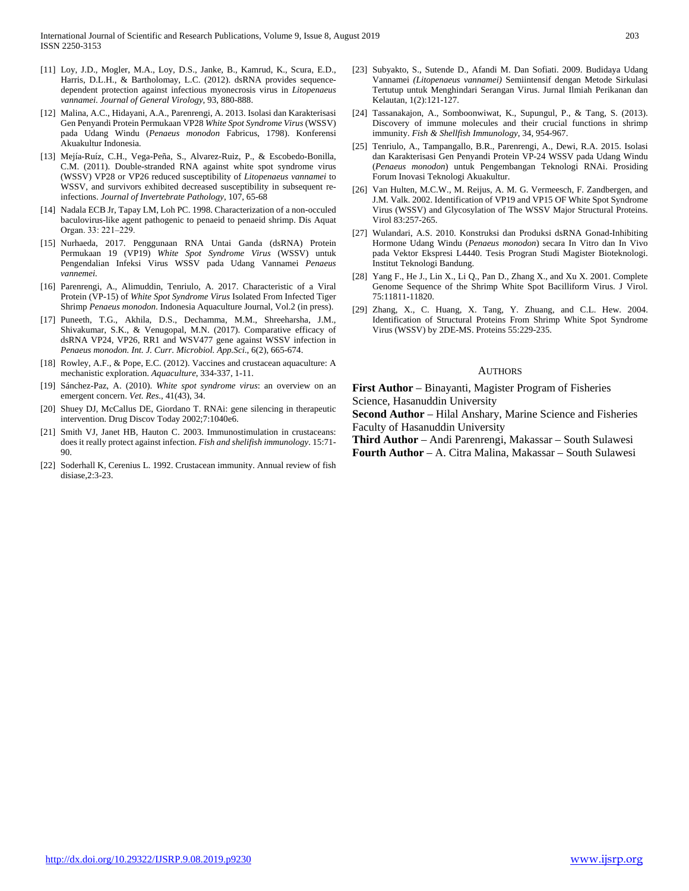[11] Loy, J.D., Mogler, M.A., Loy, D.S., Janke, B., Kamrud, K., Scura, E.D., Harris, D.L.H., & Bartholomay, L.C. (2012). dsRNA provides sequence-dependent protection against infectious myonecrosis virus in *Litopenaeus vannamei*. *Journal of General Virology*, 93, 880-888.

[12] Malina, A.C., Hidayani, A.A., Parenrengi, A. 2013. Isolasi dan Karakterisasi Gen Penyandi Protein Permukaan VP28 *White Spot Syndrome Virus* (WSSV) pada Udang Windu (*Penaeus monodon* Fabricus, 1798). Konferensi Akuakultur Indonesia.

[13] Mejía-Ruíz, C.H., Vega-Peña, S., Alvarez-Ruiz, P., & Escobedo-Bonilla, C.M. (2011). Double-stranded RNA against white spot syndrome virus (WSSV) VP28 or VP26 reduced susceptibility of *Litopenaeus vannamei* to WSSV, and survivors exhibited decreased susceptibility in subsequent re-infections. *Journal of Invertebrate Pathology*, 107, 65-68

[14] Nadala ECB Jr, Tapay LM, Loh PC. 1998. Characterization of a non-occuled baculovirus-like agent pathogenic to penaeid to penaeid shrimp. Dis Aquat Organ. 33: 221–229.

[15] Nurhaeda, 2017. Penggunaan RNA Untai Ganda (dsRNA) Protein Permukaan 19 (VP19) *White Spot Syndrome Virus* (WSSV) untuk Pengendalian Infeksi Virus WSSV pada Udang Vannamei *Penaeus vannemei.*

[16] Parenrengi, A., Alimuddin, Tenriulo, A. 2017. Characteristic of a Viral Protein (VP-15) of *White Spot Syndrome Virus* Isolated From Infected Tiger Shrimp *Penaeus monodon*. Indonesia Aquaculture Journal, Vol.2 (in press).

[17] Puneeth, T.G., Akhila, D.S., Dechamma, M.M., Shreeharsha, J.M., Shivakumar, S.K., & Venugopal, M.N. (2017). Comparative efficacy of dsRNA VP24, VP26, RR1 and WSV477 gene against WSSV infection in *Penaeus monodon. Int. J. Curr. Microbiol. App.Sci*., 6(2), 665-674.

[18] Rowley, A.F., & Pope, E.C. (2012). Vaccines and crustacean aquaculture: A mechanistic exploration. *Aquaculture*, 334-337, 1-11.

[19] Sánchez-Paz, A. (2010). *White spot syndrome virus*: an overview on an emergent concern. *Vet. Res*., 41(43), 34.

[20] Shuey DJ, McCallus DE, Giordano T. RNAi: gene silencing in therapeutic intervention. Drug Discov Today 2002;7:1040e6.

[21] Smith VJ, Janet HB, Hauton C. 2003. Immunostimulation in crustaceans: does it really protect against infection. *Fish and shelifish immunology*. 15:71-90.

[22] Soderhall K, Cerenius L. 1992. Crustacean immunity. Annual review of fish disiase,2:3-23.

[23] Subyakto, S., Sutende D., Afandi M. Dan Sofiati. 2009. Budidaya Udang Vannamei *(Litopenaeus vannamei)* Semiintensif dengan Metode Sirkulasi Tertutup untuk Menghindari Serangan Virus. Jurnal Ilmiah Perikanan dan Kelautan, 1(2):121-127.

[24] Tassanakajon, A., Somboonwiwat, K., Supungul, P., & Tang, S. (2013). Discovery of immune molecules and their crucial functions in shrimp immunity. *Fish & Shellfish Immunology*, 34, 954-967.

[25] Tenriulo, A., Tampangallo, B.R., Parenrengi, A., Dewi, R.A. 2015. Isolasi dan Karakterisasi Gen Penyandi Protein VP-24 WSSV pada Udang Windu (*Penaeus monodon*) untuk Pengembangan Teknologi RNAi. Prosiding Forum Inovasi Teknologi Akuakultur.

[26] Van Hulten, M.C.W., M. Reijus, A. M. G. Vermeesch, F. Zandbergen, and J.M. Valk. 2002. Identification of VP19 and VP15 OF White Spot Syndrome Virus (WSSV) and Glycosylation of The WSSV Major Structural Proteins. Virol 83:257-265.

[27] Wulandari, A.S. 2010. Konstruksi dan Produksi dsRNA Gonad-Inhibiting Hormone Udang Windu (*Penaeus monodon*) secara In Vitro dan In Vivo pada Vektor Ekspresi L4440. Tesis Progran Studi Magister Bioteknologi. Institut Teknologi Bandung.

[28] Yang F., He J., Lin X., Li Q., Pan D., Zhang X., and Xu X. 2001. Complete Genome Sequence of the Shrimp White Spot Bacilliform Virus. J Virol. 75:11811-11820.

[29] Zhang, X., C. Huang, X. Tang, Y. Zhuang, and C.L. Hew. 2004. Identification of Structural Proteins From Shrimp White Spot Syndrome Virus (WSSV) by 2DE-MS. Proteins 55:229-235.

## AUTHORS

**First Author** – Binayanti, Magister Program of Fisheries Science, Hasanuddin University

**Second Author** – Hilal Anshary, Marine Science and Fisheries Faculty of Hasanuddin University

**Third Author** – Andi Parenrengi, Makassar – South Sulawesi

**Fourth Author** – A. Citra Malina, Makassar – South Sulawesi